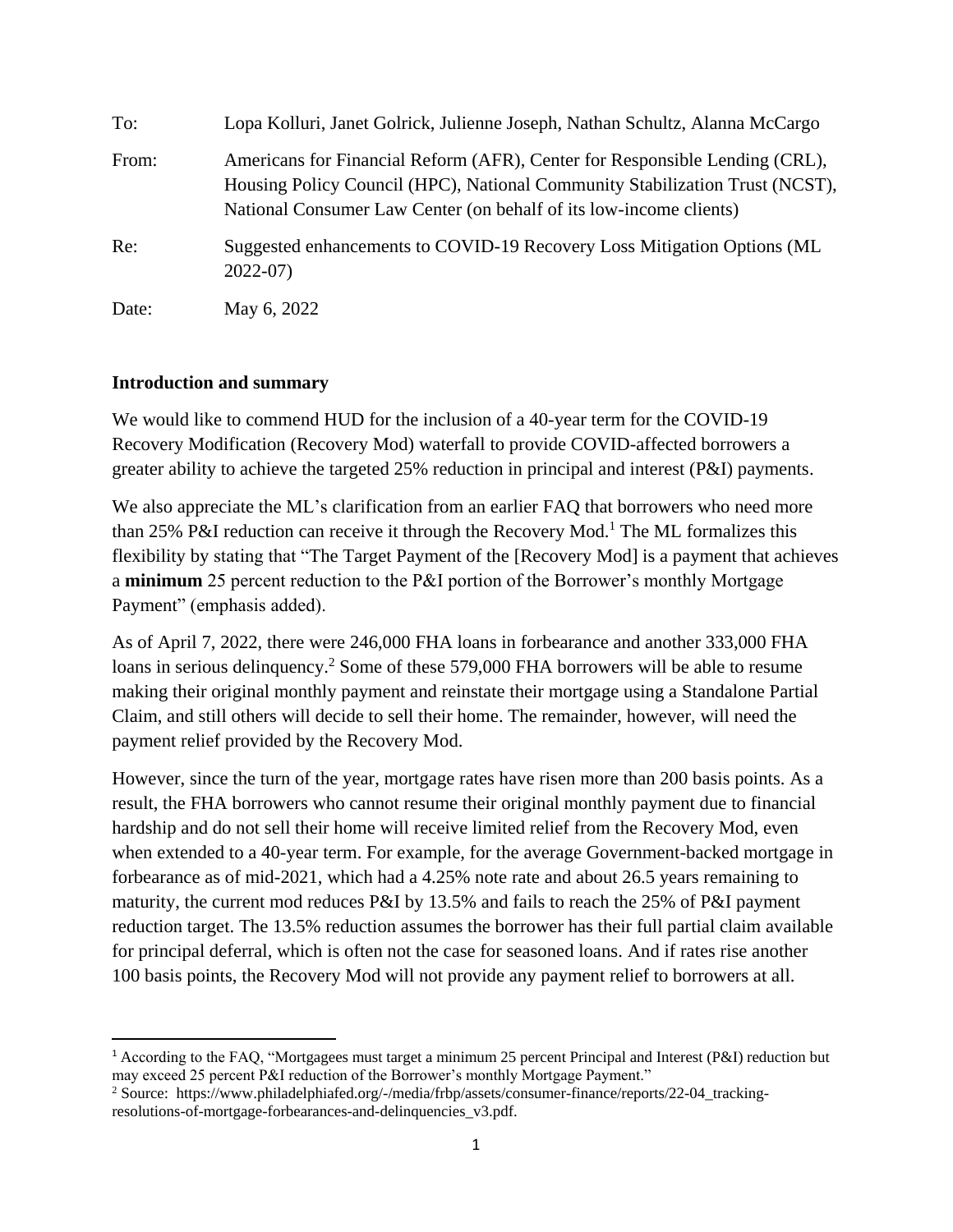To: Lopa Kolluri, Janet Golrick, Julienne Joseph, Nathan Schultz, Alanna McCargo

From: Americans for Financial Reform (AFR), Center for Responsible Lending (CRL), Housing Policy Council (HPC), National Community Stabilization Trust (NCST), National Consumer Law Center (on behalf of its low-income clients)

Re: Suggested enhancements to COVID-19 Recovery Loss Mitigation Options (ML 2022-07)

Date: May 6, 2022

**Introduction and summary**

We would like to commend HUD for the inclusion of a 40-year term for the COVID-19 Recovery Modification (Recovery Mod) waterfall to provide COVID-affected borrowers a greater ability to achieve the targeted 25% reduction in principal and interest (P&I) payments.

We also appreciate the ML's clarification from an earlier FAQ that borrowers who need more than 25% P&I reduction can receive it through the Recovery Mod.[1] The ML formalizes this flexibility by stating that "The Target Payment of the [Recovery Mod] is a payment that achieves a **minimum** 25 percent reduction to the P&I portion of the Borrower's monthly Mortgage Payment" (emphasis added).

As of April 7, 2022, there were 246,000 FHA loans in forbearance and another 333,000 FHA loans in serious delinquency.[2] Some of these 579,000 FHA borrowers will be able to resume making their original monthly payment and reinstate their mortgage using a Standalone Partial Claim, and still others will decide to sell their home. The remainder, however, will need the payment relief provided by the Recovery Mod.

However, since the turn of the year, mortgage rates have risen more than 200 basis points. As a result, the FHA borrowers who cannot resume their original monthly payment due to financial hardship and do not sell their home will receive limited relief from the Recovery Mod, even when extended to a 40-year term. For example, for the average Government-backed mortgage in forbearance as of mid-2021, which had a 4.25% note rate and about 26.5 years remaining to maturity, the current mod reduces P&I by 13.5% and fails to reach the 25% of P&I payment reduction target. The 13.5% reduction assumes the borrower has their full partial claim available for principal deferral, which is often not the case for seasoned loans. And if rates rise another 100 basis points, the Recovery Mod will not provide any payment relief to borrowers at all.

---

[1] According to the FAQ, "Mortgagees must target a minimum 25 percent Principal and Interest (P&I) reduction but may exceed 25 percent P&I reduction of the Borrower's monthly Mortgage Payment."

[2] Source: https://www.philadelphiafed.org/-/media/frbp/assets/consumer-finance/reports/22-04_tracking-resolutions-of-mortgage-forbearances-and-delinquencies_v3.pdf.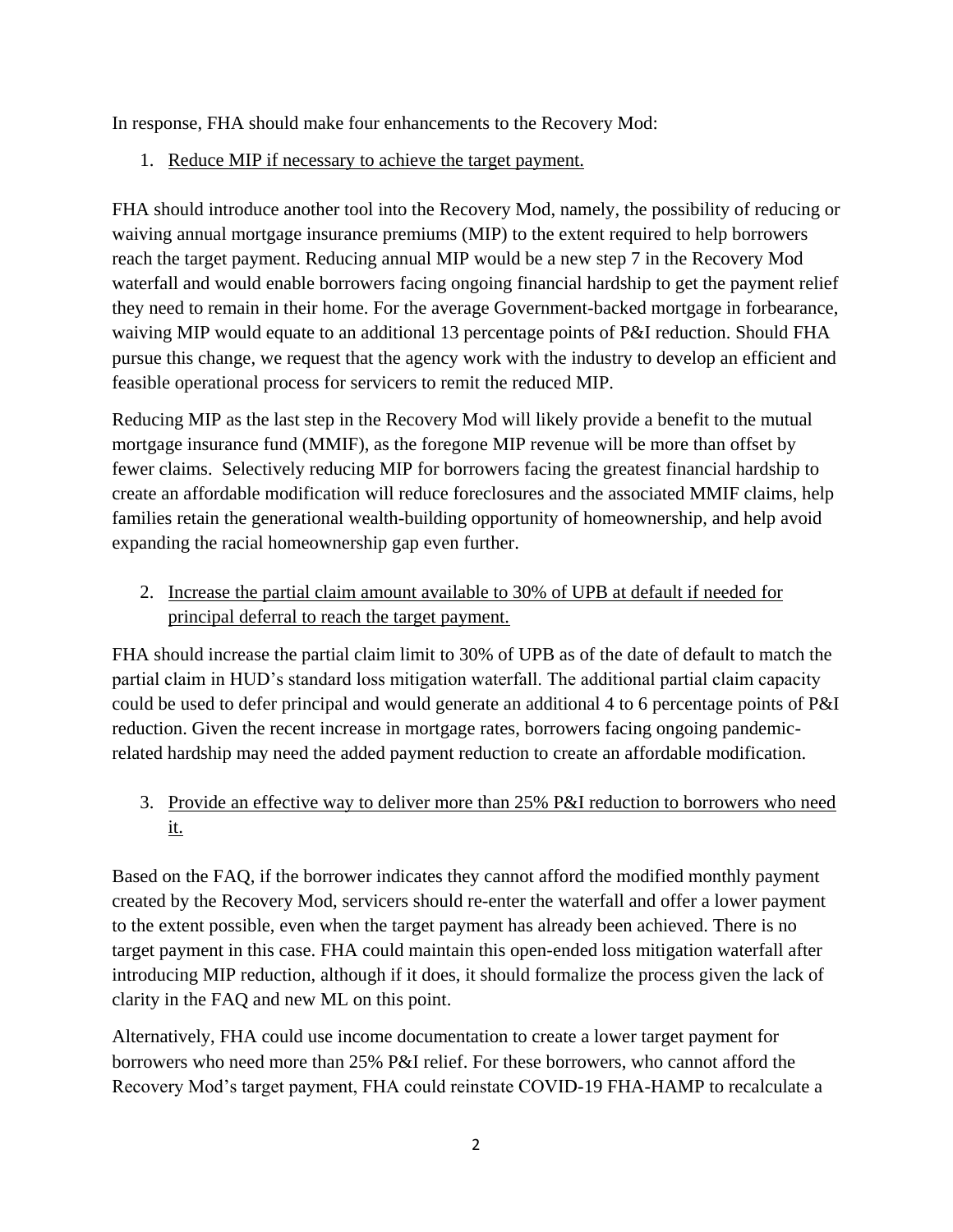In response, FHA should make four enhancements to the Recovery Mod:

1. Reduce MIP if necessary to achieve the target payment.

FHA should introduce another tool into the Recovery Mod, namely, the possibility of reducing or waiving annual mortgage insurance premiums (MIP) to the extent required to help borrowers reach the target payment. Reducing annual MIP would be a new step 7 in the Recovery Mod waterfall and would enable borrowers facing ongoing financial hardship to get the payment relief they need to remain in their home. For the average Government-backed mortgage in forbearance, waiving MIP would equate to an additional 13 percentage points of P&I reduction. Should FHA pursue this change, we request that the agency work with the industry to develop an efficient and feasible operational process for servicers to remit the reduced MIP.

Reducing MIP as the last step in the Recovery Mod will likely provide a benefit to the mutual mortgage insurance fund (MMIF), as the foregone MIP revenue will be more than offset by fewer claims. Selectively reducing MIP for borrowers facing the greatest financial hardship to create an affordable modification will reduce foreclosures and the associated MMIF claims, help families retain the generational wealth-building opportunity of homeownership, and help avoid expanding the racial homeownership gap even further.

2. Increase the partial claim amount available to 30% of UPB at default if needed for principal deferral to reach the target payment.

FHA should increase the partial claim limit to 30% of UPB as of the date of default to match the partial claim in HUD's standard loss mitigation waterfall. The additional partial claim capacity could be used to defer principal and would generate an additional 4 to 6 percentage points of P&I reduction. Given the recent increase in mortgage rates, borrowers facing ongoing pandemic-related hardship may need the added payment reduction to create an affordable modification.

3. Provide an effective way to deliver more than 25% P&I reduction to borrowers who need it.

Based on the FAQ, if the borrower indicates they cannot afford the modified monthly payment created by the Recovery Mod, servicers should re-enter the waterfall and offer a lower payment to the extent possible, even when the target payment has already been achieved. There is no target payment in this case. FHA could maintain this open-ended loss mitigation waterfall after introducing MIP reduction, although if it does, it should formalize the process given the lack of clarity in the FAQ and new ML on this point.

Alternatively, FHA could use income documentation to create a lower target payment for borrowers who need more than 25% P&I relief. For these borrowers, who cannot afford the Recovery Mod's target payment, FHA could reinstate COVID-19 FHA-HAMP to recalculate a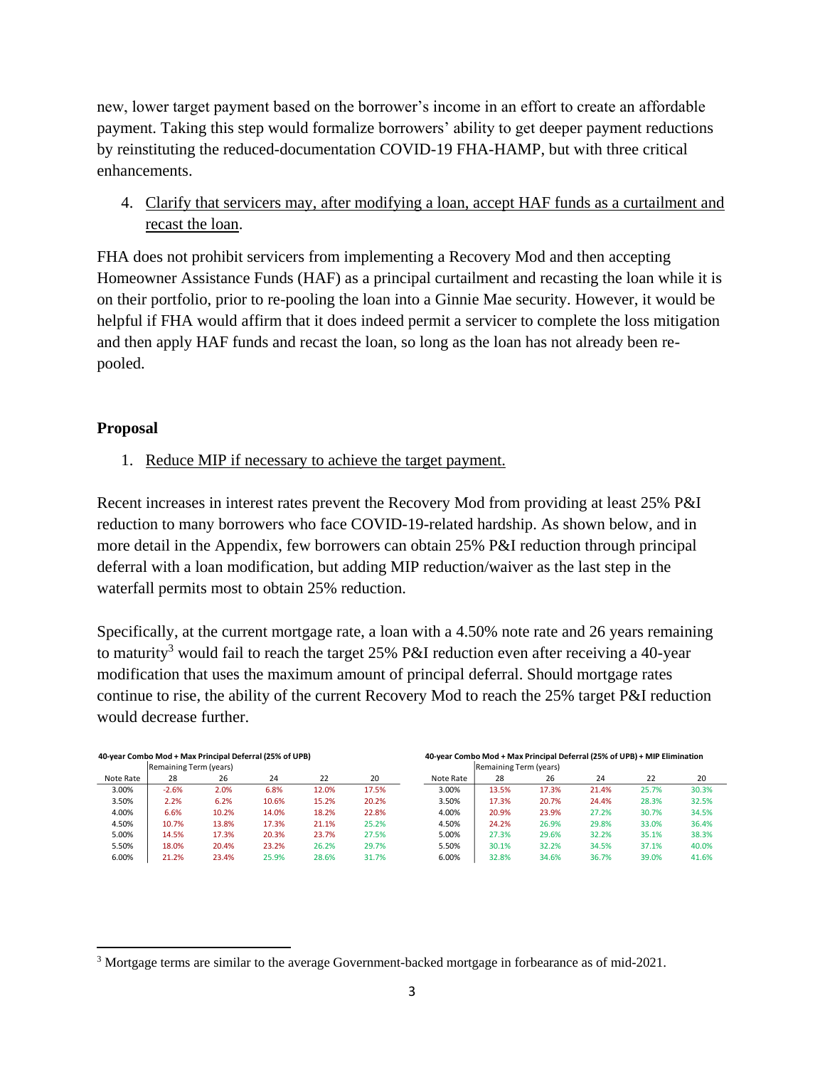new, lower target payment based on the borrower's income in an effort to create an affordable payment. Taking this step would formalize borrowers' ability to get deeper payment reductions by reinstituting the reduced-documentation COVID-19 FHA-HAMP, but with three critical enhancements.

4. Clarify that servicers may, after modifying a loan, accept HAF funds as a curtailment and recast the loan.

FHA does not prohibit servicers from implementing a Recovery Mod and then accepting Homeowner Assistance Funds (HAF) as a principal curtailment and recasting the loan while it is on their portfolio, prior to re-pooling the loan into a Ginnie Mae security. However, it would be helpful if FHA would affirm that it does indeed permit a servicer to complete the loss mitigation and then apply HAF funds and recast the loan, so long as the loan has not already been re-pooled.

## Proposal

1. Reduce MIP if necessary to achieve the target payment.

Recent increases in interest rates prevent the Recovery Mod from providing at least 25% P&I reduction to many borrowers who face COVID-19-related hardship. As shown below, and in more detail in the Appendix, few borrowers can obtain 25% P&I reduction through principal deferral with a loan modification, but adding MIP reduction/waiver as the last step in the waterfall permits most to obtain 25% reduction.

Specifically, at the current mortgage rate, a loan with a 4.50% note rate and 26 years remaining to maturity[3] would fail to reach the target 25% P&I reduction even after receiving a 40-year modification that uses the maximum amount of principal deferral. Should mortgage rates continue to rise, the ability of the current Recovery Mod to reach the 25% target P&I reduction would decrease further.

**40-year Combo Mod + Max Principal Deferral (25% of UPB)**

| | Remaining Term (years) | | | | |
|---|---|---|---|---|---|
| Note Rate | 28 | 26 | 24 | 22 | 20 |
| 3.00% | -2.6% | 2.0% | 6.8% | 12.0% | 17.5% |
| 3.50% | 2.2% | 6.2% | 10.6% | 15.2% | 20.2% |
| 4.00% | 6.6% | 10.2% | 14.0% | 18.2% | 22.8% |
| 4.50% | 10.7% | 13.8% | 17.3% | 21.1% | 25.2% |
| 5.00% | 14.5% | 17.3% | 20.3% | 23.7% | 27.5% |
| 5.50% | 18.0% | 20.4% | 23.2% | 26.2% | 29.7% |
| 6.00% | 21.2% | 23.4% | 25.9% | 28.6% | 31.7% |

**40-year Combo Mod + Max Principal Deferral (25% of UPB) + MIP Elimination**

| | Remaining Term (years) | | | | |
|---|---|---|---|---|---|
| Note Rate | 28 | 26 | 24 | 22 | 20 |
| 3.00% | 13.5% | 17.3% | 21.4% | 25.7% | 30.3% |
| 3.50% | 17.3% | 20.7% | 24.4% | 28.3% | 32.5% |
| 4.00% | 20.9% | 23.9% | 27.2% | 30.7% | 34.5% |
| 4.50% | 24.2% | 26.9% | 29.8% | 33.0% | 36.4% |
| 5.00% | 27.3% | 29.6% | 32.2% | 35.1% | 38.3% |
| 5.50% | 30.1% | 32.2% | 34.5% | 37.1% | 40.0% |
| 6.00% | 32.8% | 34.6% | 36.7% | 39.0% | 41.6% |

[3] Mortgage terms are similar to the average Government-backed mortgage in forbearance as of mid-2021.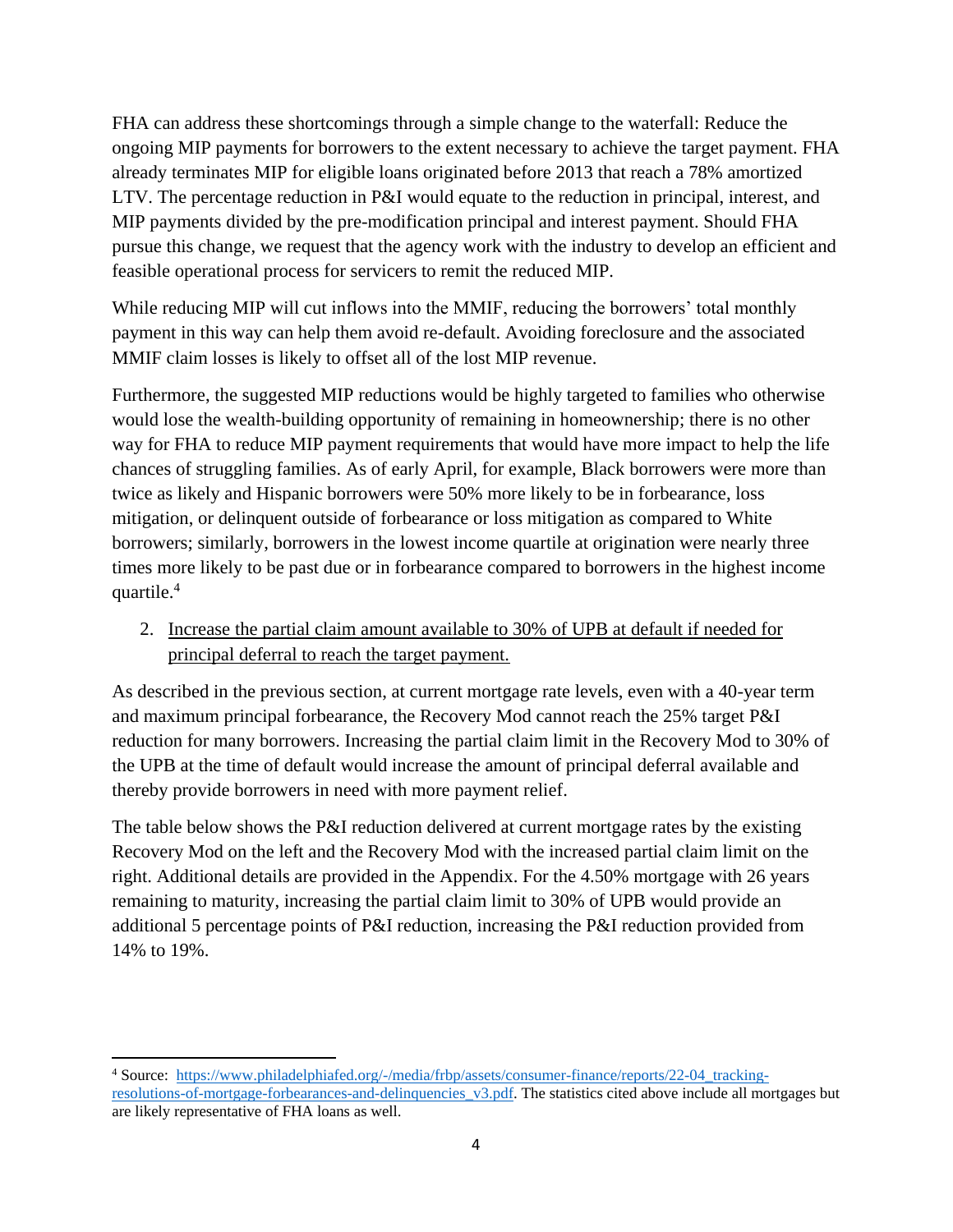FHA can address these shortcomings through a simple change to the waterfall: Reduce the ongoing MIP payments for borrowers to the extent necessary to achieve the target payment. FHA already terminates MIP for eligible loans originated before 2013 that reach a 78% amortized LTV. The percentage reduction in P&I would equate to the reduction in principal, interest, and MIP payments divided by the pre-modification principal and interest payment. Should FHA pursue this change, we request that the agency work with the industry to develop an efficient and feasible operational process for servicers to remit the reduced MIP.

While reducing MIP will cut inflows into the MMIF, reducing the borrowers' total monthly payment in this way can help them avoid re-default. Avoiding foreclosure and the associated MMIF claim losses is likely to offset all of the lost MIP revenue.

Furthermore, the suggested MIP reductions would be highly targeted to families who otherwise would lose the wealth-building opportunity of remaining in homeownership; there is no other way for FHA to reduce MIP payment requirements that would have more impact to help the life chances of struggling families. As of early April, for example, Black borrowers were more than twice as likely and Hispanic borrowers were 50% more likely to be in forbearance, loss mitigation, or delinquent outside of forbearance or loss mitigation as compared to White borrowers; similarly, borrowers in the lowest income quartile at origination were nearly three times more likely to be past due or in forbearance compared to borrowers in the highest income quartile.[4]

2. <u>Increase the partial claim amount available to 30% of UPB at default if needed for principal deferral to reach the target payment.</u>

As described in the previous section, at current mortgage rate levels, even with a 40-year term and maximum principal forbearance, the Recovery Mod cannot reach the 25% target P&I reduction for many borrowers. Increasing the partial claim limit in the Recovery Mod to 30% of the UPB at the time of default would increase the amount of principal deferral available and thereby provide borrowers in need with more payment relief.

The table below shows the P&I reduction delivered at current mortgage rates by the existing Recovery Mod on the left and the Recovery Mod with the increased partial claim limit on the right. Additional details are provided in the Appendix. For the 4.50% mortgage with 26 years remaining to maturity, increasing the partial claim limit to 30% of UPB would provide an additional 5 percentage points of P&I reduction, increasing the P&I reduction provided from 14% to 19%.

---

[4] Source: https://www.philadelphiafed.org/-/media/frbp/assets/consumer-finance/reports/22-04_tracking-resolutions-of-mortgage-forbearances-and-delinquencies_v3.pdf. The statistics cited above include all mortgages but are likely representative of FHA loans as well.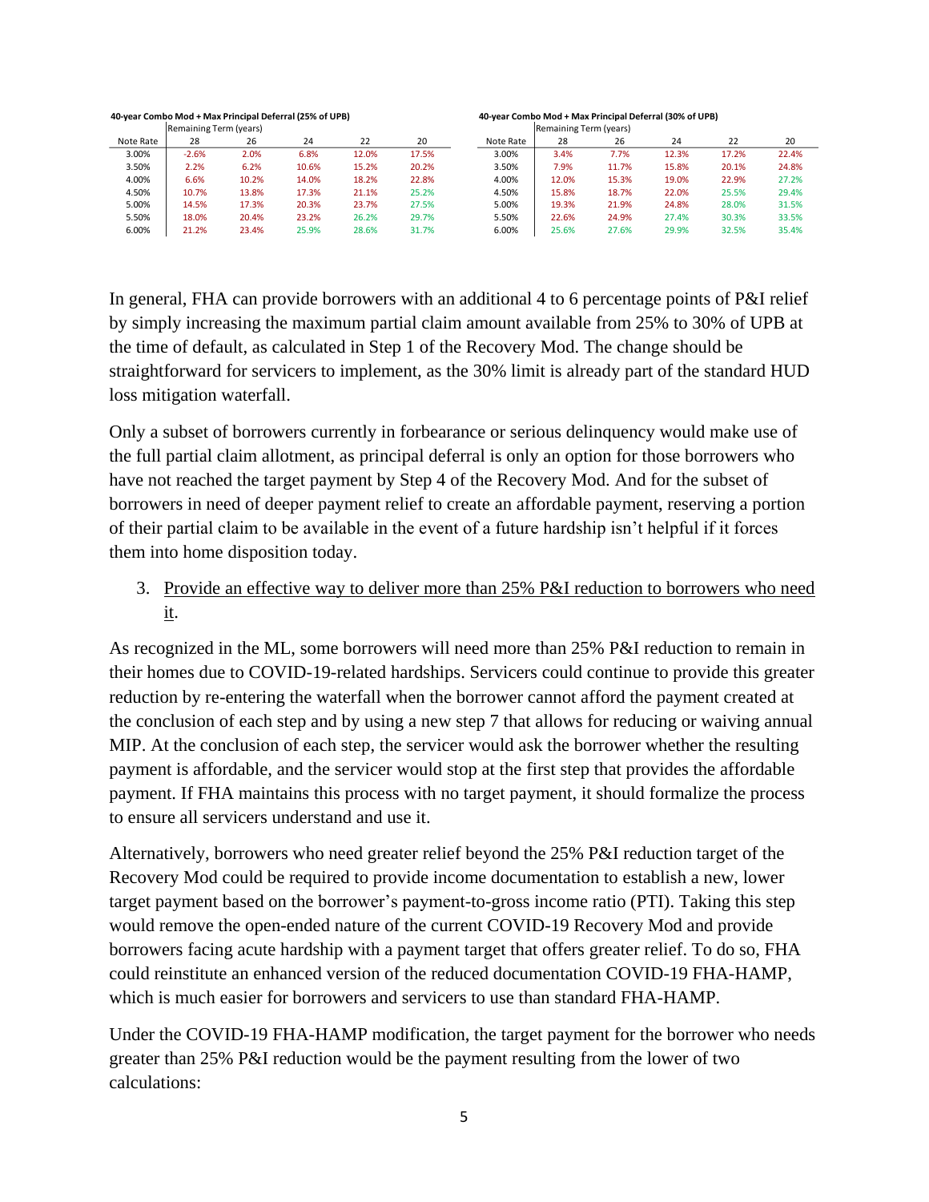**40-year Combo Mod + Max Principal Deferral (25% of UPB)**

| | Remaining Term (years) | | | | |
|---|---|---|---|---|---|
| Note Rate | 28 | 26 | 24 | 22 | 20 |
| 3.00% | -2.6% | 2.0% | 6.8% | 12.0% | 17.5% |
| 3.50% | 2.2% | 6.2% | 10.6% | 15.2% | 20.2% |
| 4.00% | 6.6% | 10.2% | 14.0% | 18.2% | 22.8% |
| 4.50% | 10.7% | 13.8% | 17.3% | 21.1% | 25.2% |
| 5.00% | 14.5% | 17.3% | 20.3% | 23.7% | 27.5% |
| 5.50% | 18.0% | 20.4% | 23.2% | 26.2% | 29.7% |
| 6.00% | 21.2% | 23.4% | 25.9% | 28.6% | 31.7% |

**40-year Combo Mod + Max Principal Deferral (30% of UPB)**

| | Remaining Term (years) | | | | |
|---|---|---|---|---|---|
| Note Rate | 28 | 26 | 24 | 22 | 20 |
| 3.00% | 3.4% | 7.7% | 12.3% | 17.2% | 22.4% |
| 3.50% | 7.9% | 11.7% | 15.8% | 20.1% | 24.8% |
| 4.00% | 12.0% | 15.3% | 19.0% | 22.9% | 27.2% |
| 4.50% | 15.8% | 18.7% | 22.0% | 25.5% | 29.4% |
| 5.00% | 19.3% | 21.9% | 24.8% | 28.0% | 31.5% |
| 5.50% | 22.6% | 24.9% | 27.4% | 30.3% | 33.5% |
| 6.00% | 25.6% | 27.6% | 29.9% | 32.5% | 35.4% |

In general, FHA can provide borrowers with an additional 4 to 6 percentage points of P&I relief by simply increasing the maximum partial claim amount available from 25% to 30% of UPB at the time of default, as calculated in Step 1 of the Recovery Mod. The change should be straightforward for servicers to implement, as the 30% limit is already part of the standard HUD loss mitigation waterfall.

Only a subset of borrowers currently in forbearance or serious delinquency would make use of the full partial claim allotment, as principal deferral is only an option for those borrowers who have not reached the target payment by Step 4 of the Recovery Mod. And for the subset of borrowers in need of deeper payment relief to create an affordable payment, reserving a portion of their partial claim to be available in the event of a future hardship isn't helpful if it forces them into home disposition today.

3. Provide an effective way to deliver more than 25% P&I reduction to borrowers who need it.

As recognized in the ML, some borrowers will need more than 25% P&I reduction to remain in their homes due to COVID-19-related hardships. Servicers could continue to provide this greater reduction by re-entering the waterfall when the borrower cannot afford the payment created at the conclusion of each step and by using a new step 7 that allows for reducing or waiving annual MIP. At the conclusion of each step, the servicer would ask the borrower whether the resulting payment is affordable, and the servicer would stop at the first step that provides the affordable payment. If FHA maintains this process with no target payment, it should formalize the process to ensure all servicers understand and use it.

Alternatively, borrowers who need greater relief beyond the 25% P&I reduction target of the Recovery Mod could be required to provide income documentation to establish a new, lower target payment based on the borrower's payment-to-gross income ratio (PTI). Taking this step would remove the open-ended nature of the current COVID-19 Recovery Mod and provide borrowers facing acute hardship with a payment target that offers greater relief. To do so, FHA could reinstitute an enhanced version of the reduced documentation COVID-19 FHA-HAMP, which is much easier for borrowers and servicers to use than standard FHA-HAMP.

Under the COVID-19 FHA-HAMP modification, the target payment for the borrower who needs greater than 25% P&I reduction would be the payment resulting from the lower of two calculations: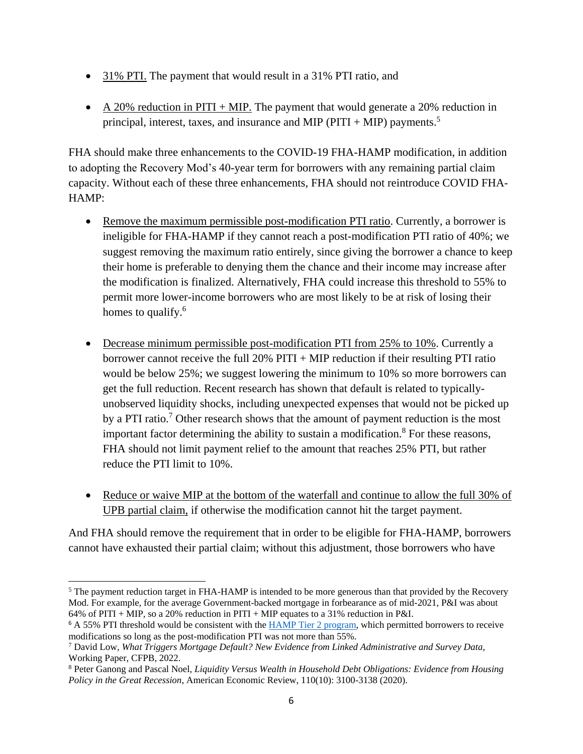- 31% PTI. The payment that would result in a 31% PTI ratio, and

- A 20% reduction in PITI + MIP. The payment that would generate a 20% reduction in principal, interest, taxes, and insurance and MIP (PITI + MIP) payments.[5]

FHA should make three enhancements to the COVID-19 FHA-HAMP modification, in addition to adopting the Recovery Mod's 40-year term for borrowers with any remaining partial claim capacity. Without each of these three enhancements, FHA should not reintroduce COVID FHA-HAMP:

- Remove the maximum permissible post-modification PTI ratio. Currently, a borrower is ineligible for FHA-HAMP if they cannot reach a post-modification PTI ratio of 40%; we suggest removing the maximum ratio entirely, since giving the borrower a chance to keep their home is preferable to denying them the chance and their income may increase after the modification is finalized. Alternatively, FHA could increase this threshold to 55% to permit more lower-income borrowers who are most likely to be at risk of losing their homes to qualify.[6]

- Decrease minimum permissible post-modification PTI from 25% to 10%. Currently a borrower cannot receive the full 20% PITI + MIP reduction if their resulting PTI ratio would be below 25%; we suggest lowering the minimum to 10% so more borrowers can get the full reduction. Recent research has shown that default is related to typically-unobserved liquidity shocks, including unexpected expenses that would not be picked up by a PTI ratio.[7] Other research shows that the amount of payment reduction is the most important factor determining the ability to sustain a modification.[8] For these reasons, FHA should not limit payment relief to the amount that reaches 25% PTI, but rather reduce the PTI limit to 10%.

- Reduce or waive MIP at the bottom of the waterfall and continue to allow the full 30% of UPB partial claim, if otherwise the modification cannot hit the target payment.

And FHA should remove the requirement that in order to be eligible for FHA-HAMP, borrowers cannot have exhausted their partial claim; without this adjustment, those borrowers who have

---

[5] The payment reduction target in FHA-HAMP is intended to be more generous than that provided by the Recovery Mod. For example, for the average Government-backed mortgage in forbearance as of mid-2021, P&I was about 64% of PITI + MIP, so a 20% reduction in PITI + MIP equates to a 31% reduction in P&I.

[6] A 55% PTI threshold would be consistent with the HAMP Tier 2 program, which permitted borrowers to receive modifications so long as the post-modification PTI was not more than 55%.

[7] David Low, *What Triggers Mortgage Default? New Evidence from Linked Administrative and Survey Data*, Working Paper, CFPB, 2022.

[8] Peter Ganong and Pascal Noel, *Liquidity Versus Wealth in Household Debt Obligations: Evidence from Housing Policy in the Great Recession*, American Economic Review, 110(10): 3100-3138 (2020).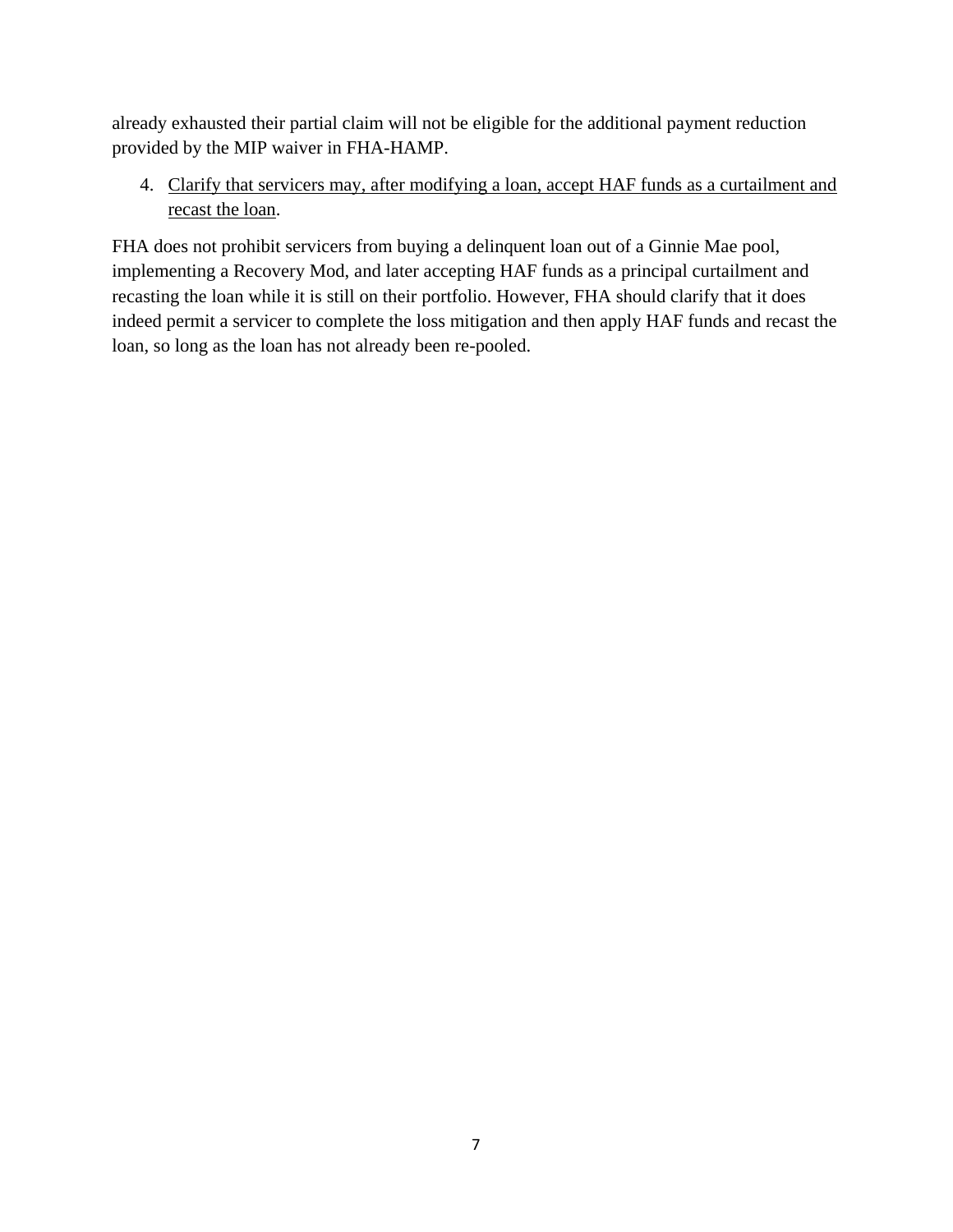already exhausted their partial claim will not be eligible for the additional payment reduction provided by the MIP waiver in FHA-HAMP.

4. <u>Clarify that servicers may, after modifying a loan, accept HAF funds as a curtailment and recast the loan</u>.

FHA does not prohibit servicers from buying a delinquent loan out of a Ginnie Mae pool, implementing a Recovery Mod, and later accepting HAF funds as a principal curtailment and recasting the loan while it is still on their portfolio. However, FHA should clarify that it does indeed permit a servicer to complete the loss mitigation and then apply HAF funds and recast the loan, so long as the loan has not already been re-pooled.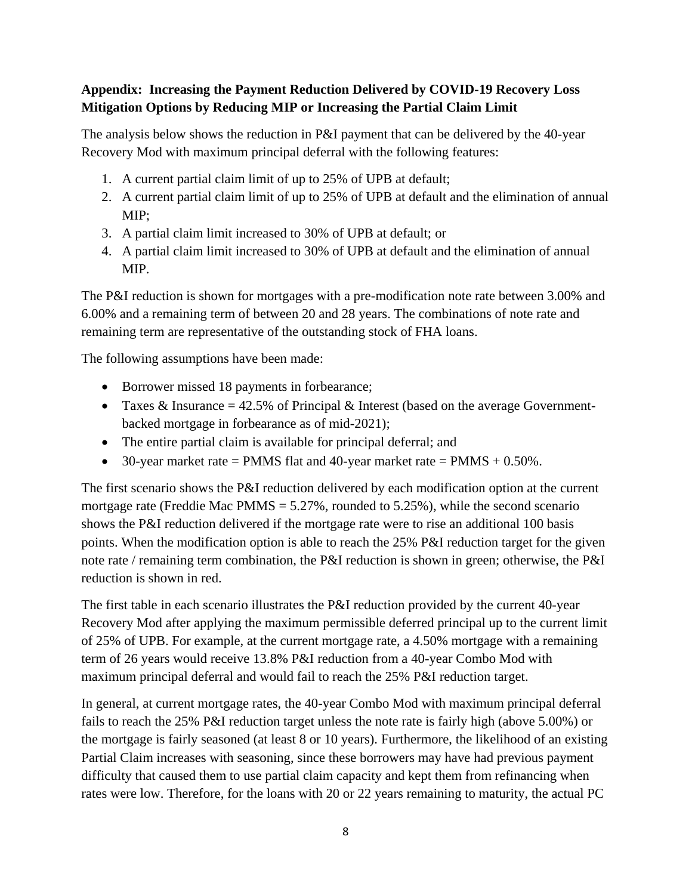**Appendix: Increasing the Payment Reduction Delivered by COVID-19 Recovery Loss Mitigation Options by Reducing MIP or Increasing the Partial Claim Limit**

The analysis below shows the reduction in P&I payment that can be delivered by the 40-year Recovery Mod with maximum principal deferral with the following features:

1. A current partial claim limit of up to 25% of UPB at default;
2. A current partial claim limit of up to 25% of UPB at default and the elimination of annual MIP;
3. A partial claim limit increased to 30% of UPB at default; or
4. A partial claim limit increased to 30% of UPB at default and the elimination of annual MIP.

The P&I reduction is shown for mortgages with a pre-modification note rate between 3.00% and 6.00% and a remaining term of between 20 and 28 years. The combinations of note rate and remaining term are representative of the outstanding stock of FHA loans.

The following assumptions have been made:

- Borrower missed 18 payments in forbearance;
- Taxes & Insurance = 42.5% of Principal & Interest (based on the average Government-backed mortgage in forbearance as of mid-2021);
- The entire partial claim is available for principal deferral; and
- 30-year market rate = PMMS flat and 40-year market rate = PMMS + 0.50%.

The first scenario shows the P&I reduction delivered by each modification option at the current mortgage rate (Freddie Mac PMMS = 5.27%, rounded to 5.25%), while the second scenario shows the P&I reduction delivered if the mortgage rate were to rise an additional 100 basis points. When the modification option is able to reach the 25% P&I reduction target for the given note rate / remaining term combination, the P&I reduction is shown in green; otherwise, the P&I reduction is shown in red.

The first table in each scenario illustrates the P&I reduction provided by the current 40-year Recovery Mod after applying the maximum permissible deferred principal up to the current limit of 25% of UPB. For example, at the current mortgage rate, a 4.50% mortgage with a remaining term of 26 years would receive 13.8% P&I reduction from a 40-year Combo Mod with maximum principal deferral and would fail to reach the 25% P&I reduction target.

In general, at current mortgage rates, the 40-year Combo Mod with maximum principal deferral fails to reach the 25% P&I reduction target unless the note rate is fairly high (above 5.00%) or the mortgage is fairly seasoned (at least 8 or 10 years). Furthermore, the likelihood of an existing Partial Claim increases with seasoning, since these borrowers may have had previous payment difficulty that caused them to use partial claim capacity and kept them from refinancing when rates were low. Therefore, for the loans with 20 or 22 years remaining to maturity, the actual PC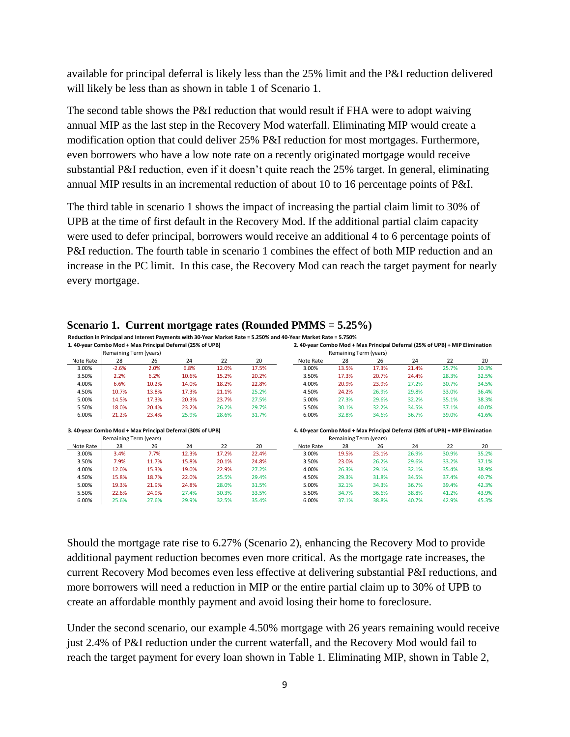available for principal deferral is likely less than the 25% limit and the P&I reduction delivered will likely be less than as shown in table 1 of Scenario 1.

The second table shows the P&I reduction that would result if FHA were to adopt waiving annual MIP as the last step in the Recovery Mod waterfall. Eliminating MIP would create a modification option that could deliver 25% P&I reduction for most mortgages. Furthermore, even borrowers who have a low note rate on a recently originated mortgage would receive substantial P&I reduction, even if it doesn't quite reach the 25% target. In general, eliminating annual MIP results in an incremental reduction of about 10 to 16 percentage points of P&I.

The third table in scenario 1 shows the impact of increasing the partial claim limit to 30% of UPB at the time of first default in the Recovery Mod. If the additional partial claim capacity were used to defer principal, borrowers would receive an additional 4 to 6 percentage points of P&I reduction. The fourth table in scenario 1 combines the effect of both MIP reduction and an increase in the PC limit. In this case, the Recovery Mod can reach the target payment for nearly every mortgage.

### Scenario 1. Current mortgage rates (Rounded PMMS = 5.25%)

**Reduction in Principal and Interest Payments with 30-Year Market Rate = 5.250% and 40-Year Market Rate = 5.750%**

**1. 40-year Combo Mod + Max Principal Deferral (25% of UPB)**

| | Remaining Term (years) | | | | |
|---|---|---|---|---|---|
| Note Rate | 28 | 26 | 24 | 22 | 20 |
| 3.00% | -2.6% | 2.0% | 6.8% | 12.0% | 17.5% |
| 3.50% | 2.2% | 6.2% | 10.6% | 15.2% | 20.2% |
| 4.00% | 6.6% | 10.2% | 14.0% | 18.2% | 22.8% |
| 4.50% | 10.7% | 13.8% | 17.3% | 21.1% | 25.2% |
| 5.00% | 14.5% | 17.3% | 20.3% | 23.7% | 27.5% |
| 5.50% | 18.0% | 20.4% | 23.2% | 26.2% | 29.7% |
| 6.00% | 21.2% | 23.4% | 25.9% | 28.6% | 31.7% |

**2. 40-year Combo Mod + Max Principal Deferral (25% of UPB) + MIP Elimination**

| | Remaining Term (years) | | | | |
|---|---|---|---|---|---|
| Note Rate | 28 | 26 | 24 | 22 | 20 |
| 3.00% | 13.5% | 17.3% | 21.4% | 25.7% | 30.3% |
| 3.50% | 17.3% | 20.7% | 24.4% | 28.3% | 32.5% |
| 4.00% | 20.9% | 23.9% | 27.2% | 30.7% | 34.5% |
| 4.50% | 24.2% | 26.9% | 29.8% | 33.0% | 36.4% |
| 5.00% | 27.3% | 29.6% | 32.2% | 35.1% | 38.3% |
| 5.50% | 30.1% | 32.2% | 34.5% | 37.1% | 40.0% |
| 6.00% | 32.8% | 34.6% | 36.7% | 39.0% | 41.6% |

**3. 40-year Combo Mod + Max Principal Deferral (30% of UPB)**

| | Remaining Term (years) | | | | |
|---|---|---|---|---|---|
| Note Rate | 28 | 26 | 24 | 22 | 20 |
| 3.00% | 3.4% | 7.7% | 12.3% | 17.2% | 22.4% |
| 3.50% | 7.9% | 11.7% | 15.8% | 20.1% | 24.8% |
| 4.00% | 12.0% | 15.3% | 19.0% | 22.9% | 27.2% |
| 4.50% | 15.8% | 18.7% | 22.0% | 25.5% | 29.4% |
| 5.00% | 19.3% | 21.9% | 24.8% | 28.0% | 31.5% |
| 5.50% | 22.6% | 24.9% | 27.4% | 30.3% | 33.5% |
| 6.00% | 25.6% | 27.6% | 29.9% | 32.5% | 35.4% |

**4. 40-year Combo Mod + Max Principal Deferral (30% of UPB) + MIP Elimination**

| | Remaining Term (years) | | | | |
|---|---|---|---|---|---|
| Note Rate | 28 | 26 | 24 | 22 | 20 |
| 3.00% | 19.5% | 23.1% | 26.9% | 30.9% | 35.2% |
| 3.50% | 23.0% | 26.2% | 29.6% | 33.2% | 37.1% |
| 4.00% | 26.3% | 29.1% | 32.1% | 35.4% | 38.9% |
| 4.50% | 29.3% | 31.8% | 34.5% | 37.4% | 40.7% |
| 5.00% | 32.1% | 34.3% | 36.7% | 39.4% | 42.3% |
| 5.50% | 34.7% | 36.6% | 38.8% | 41.2% | 43.9% |
| 6.00% | 37.1% | 38.8% | 40.7% | 42.9% | 45.3% |

Should the mortgage rate rise to 6.27% (Scenario 2), enhancing the Recovery Mod to provide additional payment reduction becomes even more critical. As the mortgage rate increases, the current Recovery Mod becomes even less effective at delivering substantial P&I reductions, and more borrowers will need a reduction in MIP or the entire partial claim up to 30% of UPB to create an affordable monthly payment and avoid losing their home to foreclosure.

Under the second scenario, our example 4.50% mortgage with 26 years remaining would receive just 2.4% of P&I reduction under the current waterfall, and the Recovery Mod would fail to reach the target payment for every loan shown in Table 1. Eliminating MIP, shown in Table 2,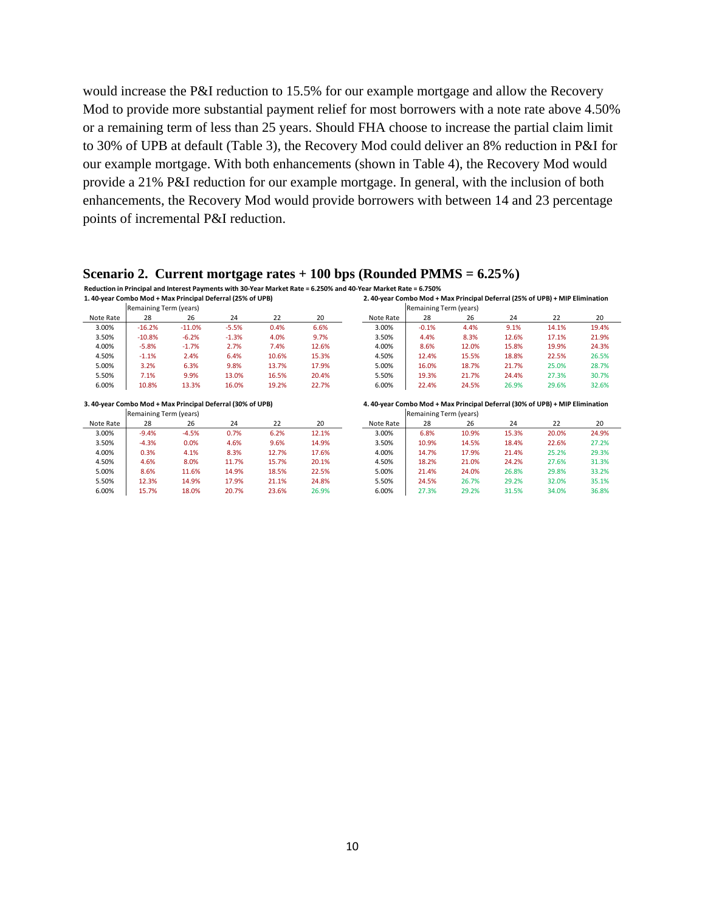would increase the P&I reduction to 15.5% for our example mortgage and allow the Recovery Mod to provide more substantial payment relief for most borrowers with a note rate above 4.50% or a remaining term of less than 25 years. Should FHA choose to increase the partial claim limit to 30% of UPB at default (Table 3), the Recovery Mod could deliver an 8% reduction in P&I for our example mortgage. With both enhancements (shown in Table 4), the Recovery Mod would provide a 21% P&I reduction for our example mortgage. In general, with the inclusion of both enhancements, the Recovery Mod would provide borrowers with between 14 and 23 percentage points of incremental P&I reduction.

## Scenario 2. Current mortgage rates + 100 bps (Rounded PMMS = 6.25%)

**Reduction in Principal and Interest Payments with 30-Year Market Rate = 6.250% and 40-Year Market Rate = 6.750%**

**1. 40-year Combo Mod + Max Principal Deferral (25% of UPB)**

| | Remaining Term (years) | | | | |
|---|---|---|---|---|---|
| Note Rate | 28 | 26 | 24 | 22 | 20 |
| 3.00% | -16.2% | -11.0% | -5.5% | 0.4% | 6.6% |
| 3.50% | -10.8% | -6.2% | -1.3% | 4.0% | 9.7% |
| 4.00% | -5.8% | -1.7% | 2.7% | 7.4% | 12.6% |
| 4.50% | -1.1% | 2.4% | 6.4% | 10.6% | 15.3% |
| 5.00% | 3.2% | 6.3% | 9.8% | 13.7% | 17.9% |
| 5.50% | 7.1% | 9.9% | 13.0% | 16.5% | 20.4% |
| 6.00% | 10.8% | 13.3% | 16.0% | 19.2% | 22.7% |

**2. 40-year Combo Mod + Max Principal Deferral (25% of UPB) + MIP Elimination**

| | Remaining Term (years) | | | | |
|---|---|---|---|---|---|
| Note Rate | 28 | 26 | 24 | 22 | 20 |
| 3.00% | -0.1% | 4.4% | 9.1% | 14.1% | 19.4% |
| 3.50% | 4.4% | 8.3% | 12.6% | 17.1% | 21.9% |
| 4.00% | 8.6% | 12.0% | 15.8% | 19.9% | 24.3% |
| 4.50% | 12.4% | 15.5% | 18.8% | 22.5% | 26.5% |
| 5.00% | 16.0% | 18.7% | 21.7% | 25.0% | 28.7% |
| 5.50% | 19.3% | 21.7% | 24.4% | 27.3% | 30.7% |
| 6.00% | 22.4% | 24.5% | 26.9% | 29.6% | 32.6% |

**3. 40-year Combo Mod + Max Principal Deferral (30% of UPB)**

| | Remaining Term (years) | | | | |
|---|---|---|---|---|---|
| Note Rate | 28 | 26 | 24 | 22 | 20 |
| 3.00% | -9.4% | -4.5% | 0.7% | 6.2% | 12.1% |
| 3.50% | -4.3% | 0.0% | 4.6% | 9.6% | 14.9% |
| 4.00% | 0.3% | 4.1% | 8.3% | 12.7% | 17.6% |
| 4.50% | 4.6% | 8.0% | 11.7% | 15.7% | 20.1% |
| 5.00% | 8.6% | 11.6% | 14.9% | 18.5% | 22.5% |
| 5.50% | 12.3% | 14.9% | 17.9% | 21.1% | 24.8% |
| 6.00% | 15.7% | 18.0% | 20.7% | 23.6% | 26.9% |

**4. 40-year Combo Mod + Max Principal Deferral (30% of UPB) + MIP Elimination**

| | Remaining Term (years) | | | | |
|---|---|---|---|---|---|
| Note Rate | 28 | 26 | 24 | 22 | 20 |
| 3.00% | 6.8% | 10.9% | 15.3% | 20.0% | 24.9% |
| 3.50% | 10.9% | 14.5% | 18.4% | 22.6% | 27.2% |
| 4.00% | 14.7% | 17.9% | 21.4% | 25.2% | 29.3% |
| 4.50% | 18.2% | 21.0% | 24.2% | 27.6% | 31.3% |
| 5.00% | 21.4% | 24.0% | 26.8% | 29.8% | 33.2% |
| 5.50% | 24.5% | 26.7% | 29.2% | 32.0% | 35.1% |
| 6.00% | 27.3% | 29.2% | 31.5% | 34.0% | 36.8% |